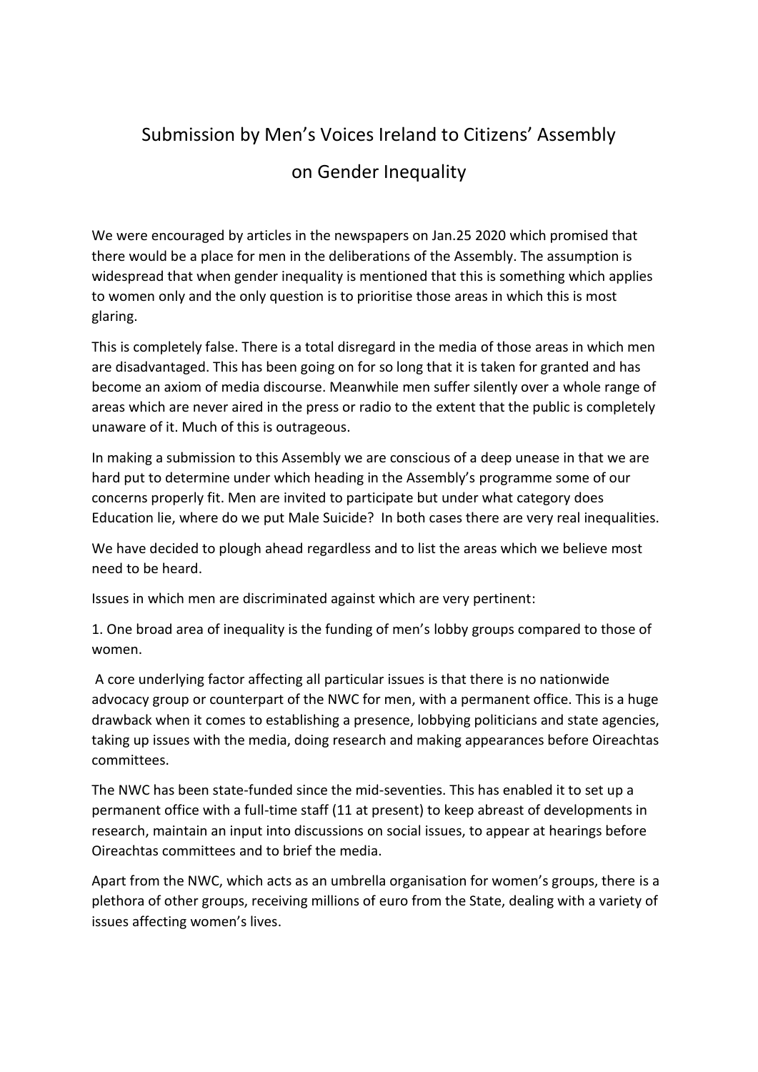# Submission by Men's Voices Ireland to Citizens' Assembly on Gender Inequality

We were encouraged by articles in the newspapers on Jan.25 2020 which promised that there would be a place for men in the deliberations of the Assembly. The assumption is widespread that when gender inequality is mentioned that this is something which applies to women only and the only question is to prioritise those areas in which this is most glaring.

This is completely false. There is a total disregard in the media of those areas in which men are disadvantaged. This has been going on for so long that it is taken for granted and has become an axiom of media discourse. Meanwhile men suffer silently over a whole range of areas which are never aired in the press or radio to the extent that the public is completely unaware of it. Much of this is outrageous.

In making a submission to this Assembly we are conscious of a deep unease in that we are hard put to determine under which heading in the Assembly's programme some of our concerns properly fit. Men are invited to participate but under what category does Education lie, where do we put Male Suicide? In both cases there are very real inequalities.

We have decided to plough ahead regardless and to list the areas which we believe most need to be heard.

Issues in which men are discriminated against which are very pertinent:

1. One broad area of inequality is the funding of men's lobby groups compared to those of women.

A core underlying factor affecting all particular issues is that there is no nationwide advocacy group or counterpart of the NWC for men, with a permanent office. This is a huge drawback when it comes to establishing a presence, lobbying politicians and state agencies, taking up issues with the media, doing research and making appearances before Oireachtas committees.

The NWC has been state-funded since the mid-seventies. This has enabled it to set up a permanent office with a full-time staff (11 at present) to keep abreast of developments in research, maintain an input into discussions on social issues, to appear at hearings before Oireachtas committees and to brief the media.

Apart from the NWC, which acts as an umbrella organisation for women's groups, there is a plethora of other groups, receiving millions of euro from the State, dealing with a variety of issues affecting women's lives.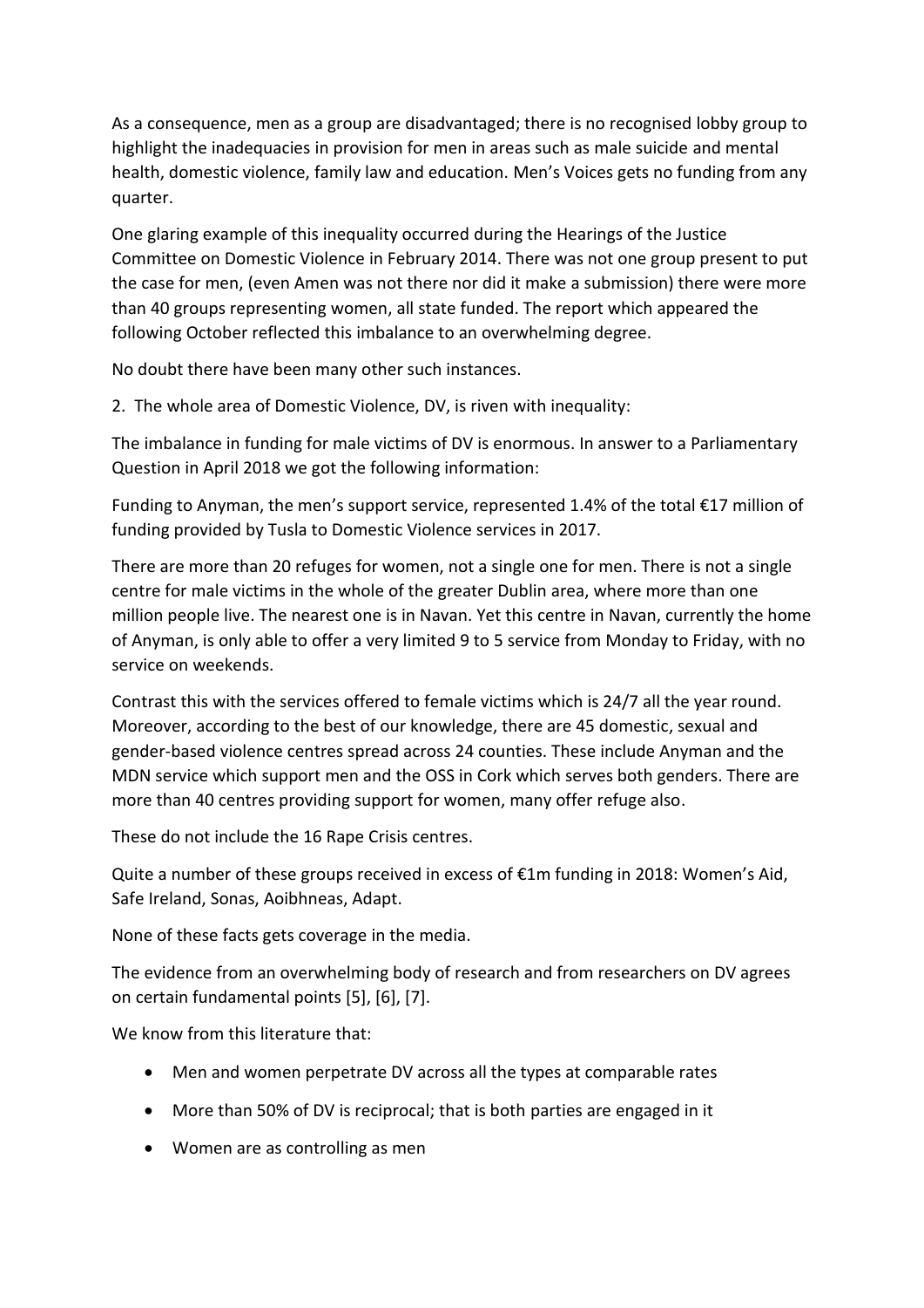As a consequence, men as a group are disadvantaged; there is no recognised lobby group to highlight the inadequacies in provision for men in areas such as male suicide and mental health, domestic violence, family law and education. Men's Voices gets no funding from any quarter.

One glaring example of this inequality occurred during the Hearings of the Justice Committee on Domestic Violence in February 2014. There was not one group present to put the case for men, (even Amen was not there nor did it make a submission) there were more than 40 groups representing women, all state funded. The report which appeared the following October reflected this imbalance to an overwhelming degree.

No doubt there have been many other such instances.

2. The whole area of Domestic Violence, DV, is riven with inequality:

The imbalance in funding for male victims of DV is enormous. In answer to a Parliamentary Question in April 2018 we got the following information:

Funding to Anyman, the men's support service, represented 1.4% of the total €17 million of funding provided by Tusla to Domestic Violence services in 2017.

There are more than 20 refuges for women, not a single one for men. There is not a single centre for male victims in the whole of the greater Dublin area, where more than one million people live. The nearest one is in Navan. Yet this centre in Navan, currently the home of Anyman, is only able to offer a very limited 9 to 5 service from Monday to Friday, with no service on weekends.

Contrast this with the services offered to female victims which is 24/7 all the year round. Moreover, according to the best of our knowledge, there are 45 domestic, sexual and gender-based violence centres spread across 24 counties. These include Anyman and the MDN service which support men and the OSS in Cork which serves both genders. There are more than 40 centres providing support for women, many offer refuge also.

These do not include the 16 Rape Crisis centres.

Quite a number of these groups received in excess of €1m funding in 2018: Women's Aid, Safe Ireland, Sonas, Aoibhneas, Adapt.

None of these facts gets coverage in the media.

The evidence from an overwhelming body of research and from researchers on DV agrees on certain fundamental points [5], [6], [7].

We know from this literature that:

- Men and women perpetrate DV across all the types at comparable rates
- More than 50% of DV is reciprocal; that is both parties are engaged in it
- Women are as controlling as men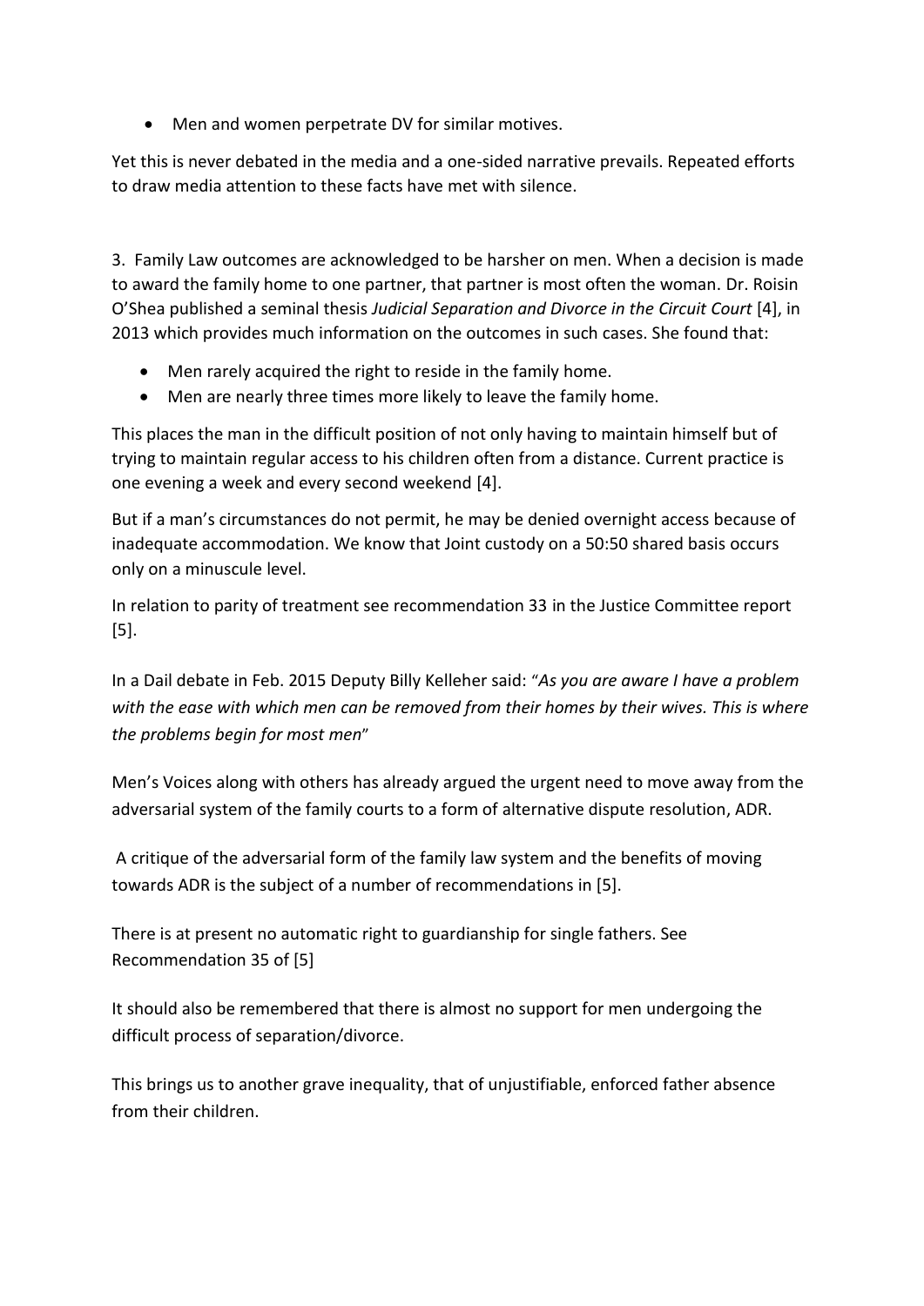- Men and women perpetrate DV for similar motives.

Yet this is never debated in the media and a one-sided narrative prevails. Repeated efforts to draw media attention to these facts have met with silence.

3. Family Law outcomes are acknowledged to be harsher on men. When a decision is made to award the family home to one partner, that partner is most often the woman. Dr. Roisin O'Shea published a seminal thesis *Judicial Separation and Divorce in the Circuit Court* [4], in 2013 which provides much information on the outcomes in such cases. She found that:

- Men rarely acquired the right to reside in the family home.
- Men are nearly three times more likely to leave the family home.

This places the man in the difficult position of not only having to maintain himself but of trying to maintain regular access to his children often from a distance. Current practice is one evening a week and every second weekend [4].

But if a man's circumstances do not permit, he may be denied overnight access because of inadequate accommodation. We know that Joint custody on a 50:50 shared basis occurs only on a minuscule level.

In relation to parity of treatment see recommendation 33 in the Justice Committee report [5].

In a Dail debate in Feb. 2015 Deputy Billy Kelleher said: "*As you are aware I have a problem with the ease with which men can be removed from their homes by their wives. This is where the problems begin for most men*"

Men's Voices along with others has already argued the urgent need to move away from the adversarial system of the family courts to a form of alternative dispute resolution, ADR.

A critique of the adversarial form of the family law system and the benefits of moving towards ADR is the subject of a number of recommendations in [5].

There is at present no automatic right to guardianship for single fathers. See Recommendation 35 of [5]

It should also be remembered that there is almost no support for men undergoing the difficult process of separation/divorce.

This brings us to another grave inequality, that of unjustifiable, enforced father absence from their children.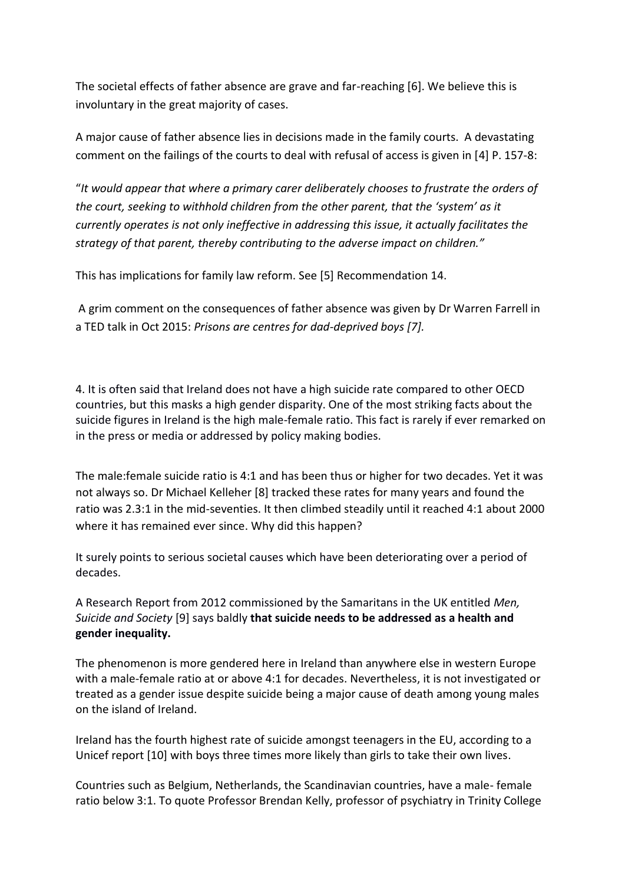The societal effects of father absence are grave and far-reaching [6]. We believe this is involuntary in the great majority of cases.

A major cause of father absence lies in decisions made in the family courts. A devastating comment on the failings of the courts to deal with refusal of access is given in [4] P. 157-8:

"*It would appear that where a primary carer deliberately chooses to frustrate the orders of the court, seeking to withhold children from the other parent, that the 'system' as it currently operates is not only ineffective in addressing this issue, it actually facilitates the strategy of that parent, thereby contributing to the adverse impact on children."*

This has implications for family law reform. See [5] Recommendation 14.

A grim comment on the consequences of father absence was given by Dr Warren Farrell in a TED talk in Oct 2015: *Prisons are centres for dad-deprived boys [7].*

4. It is often said that Ireland does not have a high suicide rate compared to other OECD countries, but this masks a high gender disparity. One of the most striking facts about the suicide figures in Ireland is the high male-female ratio. This fact is rarely if ever remarked on in the press or media or addressed by policy making bodies.

The male:female suicide ratio is 4:1 and has been thus or higher for two decades. Yet it was not always so. Dr Michael Kelleher [8] tracked these rates for many years and found the ratio was 2.3:1 in the mid-seventies. It then climbed steadily until it reached 4:1 about 2000 where it has remained ever since. Why did this happen?

It surely points to serious societal causes which have been deteriorating over a period of decades.

A Research Report from 2012 commissioned by the Samaritans in the UK entitled *Men, Suicide and Society* [9] says baldly **that suicide needs to be addressed as a health and gender inequality.**

The phenomenon is more gendered here in Ireland than anywhere else in western Europe with a male-female ratio at or above 4:1 for decades. Nevertheless, it is not investigated or treated as a gender issue despite suicide being a major cause of death among young males on the island of Ireland.

Ireland has the fourth highest rate of suicide amongst teenagers in the EU, according to a Unicef report [10] with boys three times more likely than girls to take their own lives.

Countries such as Belgium, Netherlands, the Scandinavian countries, have a male- female ratio below 3:1. To quote Professor Brendan Kelly, professor of psychiatry in Trinity College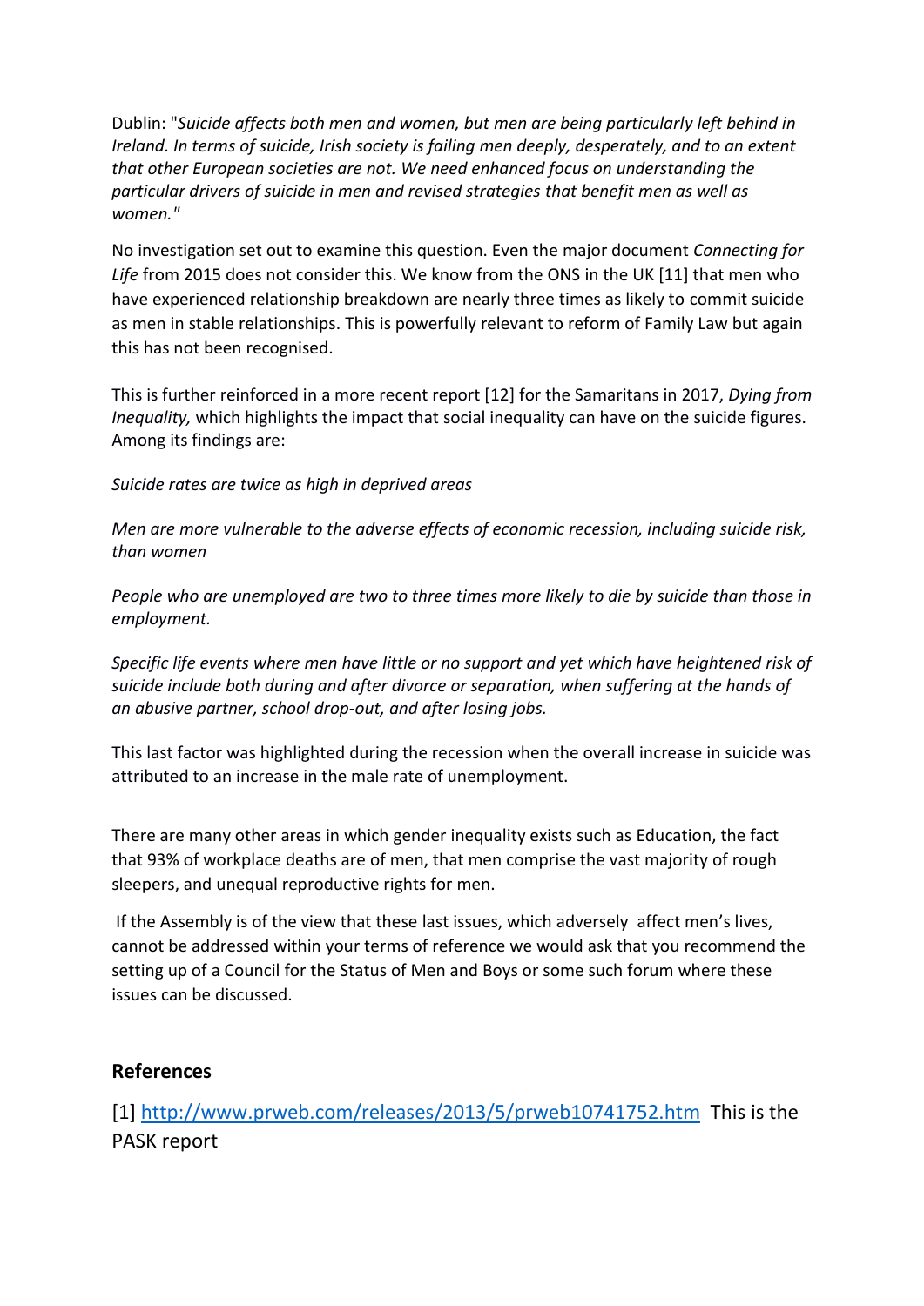Dublin: "*Suicide affects both men and women, but men are being particularly left behind in Ireland. In terms of suicide, Irish society is failing men deeply, desperately, and to an extent that other European societies are not. We need enhanced focus on understanding the particular drivers of suicide in men and revised strategies that benefit men as well as women.*"

No investigation set out to examine this question. Even the major document *Connecting for Life* from 2015 does not consider this. We know from the ONS in the UK [11] that men who have experienced relationship breakdown are nearly three times as likely to commit suicide as men in stable relationships. This is powerfully relevant to reform of Family Law but again this has not been recognised.

This is further reinforced in a more recent report [12] for the Samaritans in 2017, *Dying from Inequality,* which highlights the impact that social inequality can have on the suicide figures. Among its findings are:

*Suicide rates are twice as high in deprived areas*

*Men are more vulnerable to the adverse effects of economic recession, including suicide risk, than women*

*People who are unemployed are two to three times more likely to die by suicide than those in employment.*

*Specific life events where men have little or no support and yet which have heightened risk of suicide include both during and after divorce or separation, when suffering at the hands of an abusive partner, school drop-out, and after losing jobs.*

This last factor was highlighted during the recession when the overall increase in suicide was attributed to an increase in the male rate of unemployment.

There are many other areas in which gender inequality exists such as Education, the fact that 93% of workplace deaths are of men, that men comprise the vast majority of rough sleepers, and unequal reproductive rights for men.

If the Assembly is of the view that these last issues, which adversely affect men's lives, cannot be addressed within your terms of reference we would ask that you recommend the setting up of a Council for the Status of Men and Boys or some such forum where these issues can be discussed.

## References

[1] http://www.prweb.com/releases/2013/5/prweb10741752.htm This is the PASK report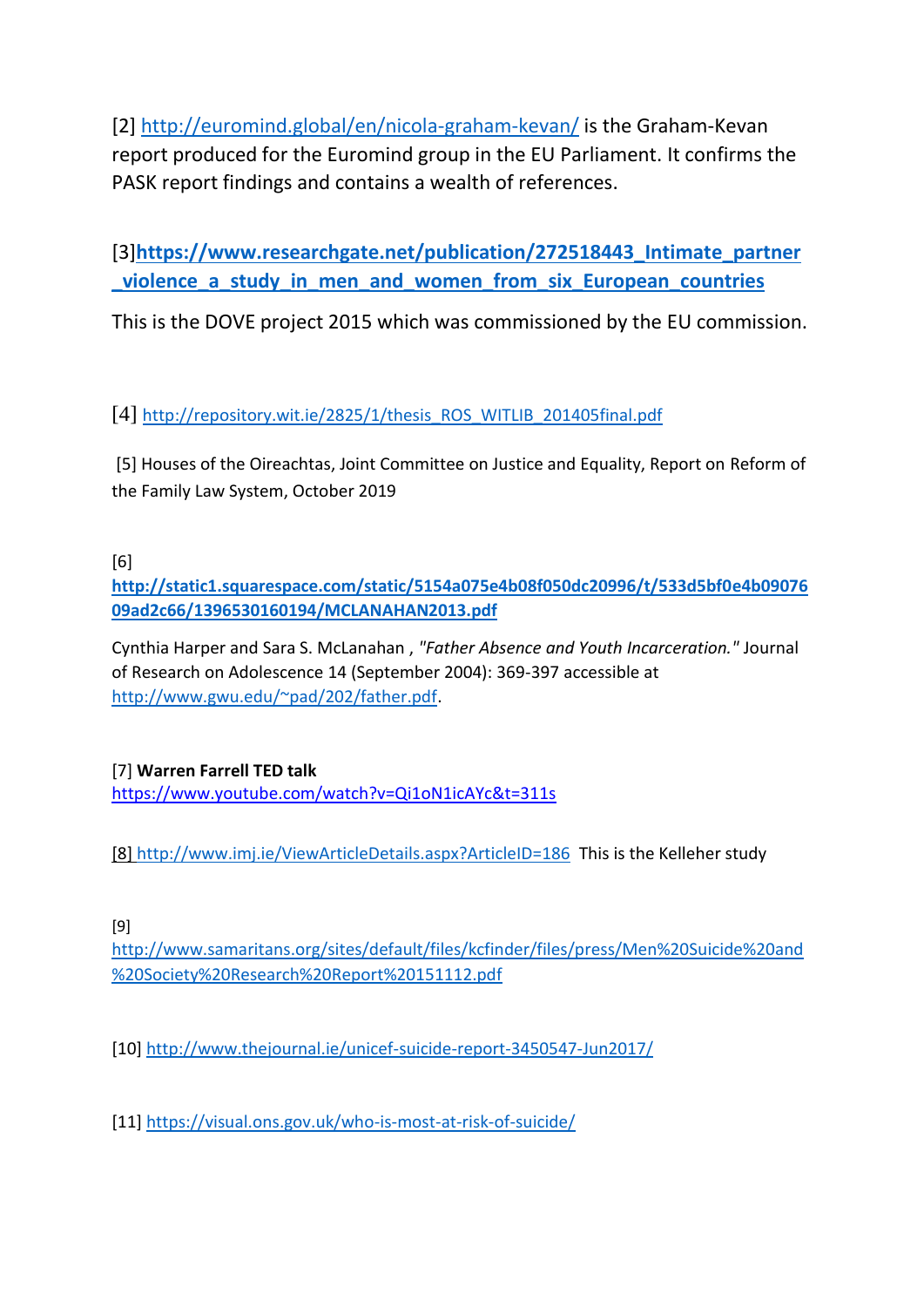[2] http://euromind.global/en/nicola-graham-kevan/ is the Graham-Kevan report produced for the Euromind group in the EU Parliament. It confirms the PASK report findings and contains a wealth of references.

[3]**https://www.researchgate.net/publication/272518443_Intimate_partner_violence_a_study_in_men_and_women_from_six_European_countries**

This is the DOVE project 2015 which was commissioned by the EU commission.

[4] http://repository.wit.ie/2825/1/thesis_ROS_WITLIB_201405final.pdf

[5] Houses of the Oireachtas, Joint Committee on Justice and Equality, Report on Reform of the Family Law System, October 2019

[6]
**http://static1.squarespace.com/static/5154a075e4b08f050dc20996/t/533d5bf0e4b0907609ad2c66/1396530160194/MCLANAHAN2013.pdf**

Cynthia Harper and Sara S. McLanahan , *"Father Absence and Youth Incarceration."* Journal of Research on Adolescence 14 (September 2004): 369-397 accessible at http://www.gwu.edu/~pad/202/father.pdf.

[7] **Warren Farrell TED talk**
https://www.youtube.com/watch?v=Qi1oN1icAYc&t=311s

[8] http://www.imj.ie/ViewArticleDetails.aspx?ArticleID=186 This is the Kelleher study

[9]
http://www.samaritans.org/sites/default/files/kcfinder/files/press/Men%20Suicide%20and%20Society%20Research%20Report%20151112.pdf

[10] http://www.thejournal.ie/unicef-suicide-report-3450547-Jun2017/

[11] https://visual.ons.gov.uk/who-is-most-at-risk-of-suicide/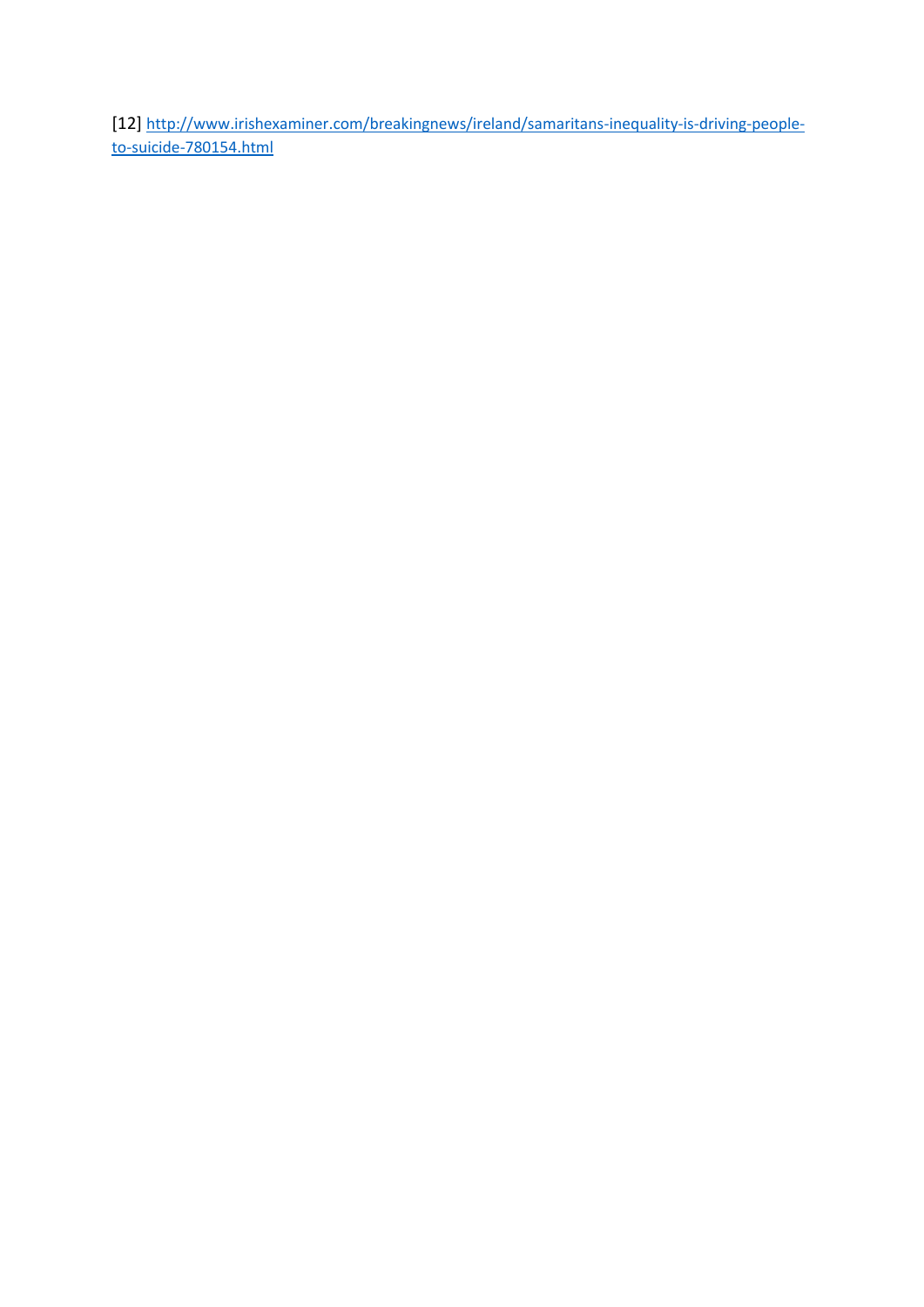[12] http://www.irishexaminer.com/breakingnews/ireland/samaritans-inequality-is-driving-people-to-suicide-780154.html